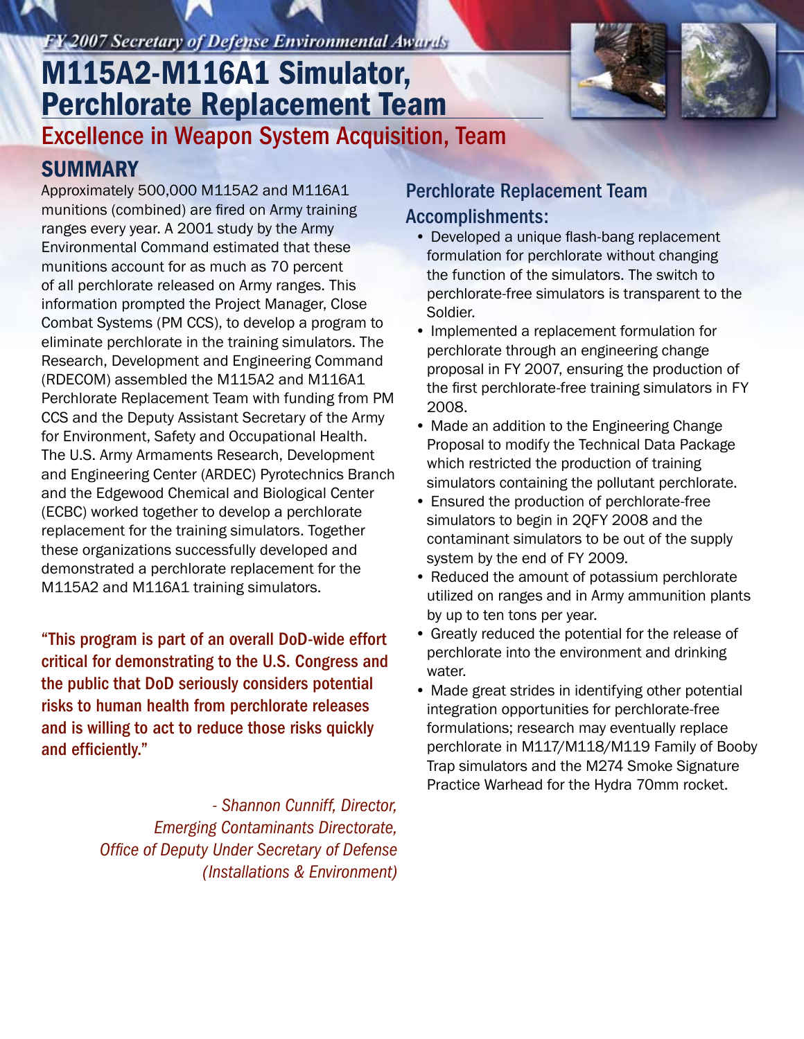*FY 2007 Secretary of Defense Environmental Awards*

# M115A2-M116A1 Simulator, Perchlorate Replacement Team

## Excellence in Weapon System Acquisition, Team

## SUMMARY

Approximately 500,000 M115A2 and M116A1 munitions (combined) are fired on Army training ranges every year. A 2001 study by the Army Environmental Command estimated that these munitions account for as much as 70 percent of all perchlorate released on Army ranges. This information prompted the Project Manager, Close Combat Systems (PM CCS), to develop a program to eliminate perchlorate in the training simulators. The Research, Development and Engineering Command (RDECOM) assembled the M115A2 and M116A1 Perchlorate Replacement Team with funding from PM CCS and the Deputy Assistant Secretary of the Army for Environment, Safety and Occupational Health. The U.S. Army Armaments Research, Development and Engineering Center (ARDEC) Pyrotechnics Branch and the Edgewood Chemical and Biological Center (ECBC) worked together to develop a perchlorate replacement for the training simulators. Together these organizations successfully developed and demonstrated a perchlorate replacement for the M115A2 and M116A1 training simulators.

**"This program is part of an overall DoD-wide effort critical for demonstrating to the U.S. Congress and the public that DoD seriously considers potential risks to human health from perchlorate releases and is willing to act to reduce those risks quickly and efficiently."**

*- Shannon Cunniff, Director, Emerging Contaminants Directorate, Office of Deputy Under Secretary of Defense (Installations & Environment)*

### Perchlorate Replacement Team Accomplishments:

- Developed a unique flash-bang replacement formulation for perchlorate without changing the function of the simulators. The switch to perchlorate-free simulators is transparent to the Soldier.
- Implemented a replacement formulation for perchlorate through an engineering change proposal in FY 2007, ensuring the production of the first perchlorate-free training simulators in FY 2008.
- Made an addition to the Engineering Change Proposal to modify the Technical Data Package which restricted the production of training simulators containing the pollutant perchlorate.
- Ensured the production of perchlorate-free simulators to begin in 2QFY 2008 and the contaminant simulators to be out of the supply system by the end of FY 2009.
- Reduced the amount of potassium perchlorate utilized on ranges and in Army ammunition plants by up to ten tons per year.
- Greatly reduced the potential for the release of perchlorate into the environment and drinking water.
- Made great strides in identifying other potential integration opportunities for perchlorate-free formulations; research may eventually replace perchlorate in M117/M118/M119 Family of Booby Trap simulators and the M274 Smoke Signature Practice Warhead for the Hydra 70mm rocket.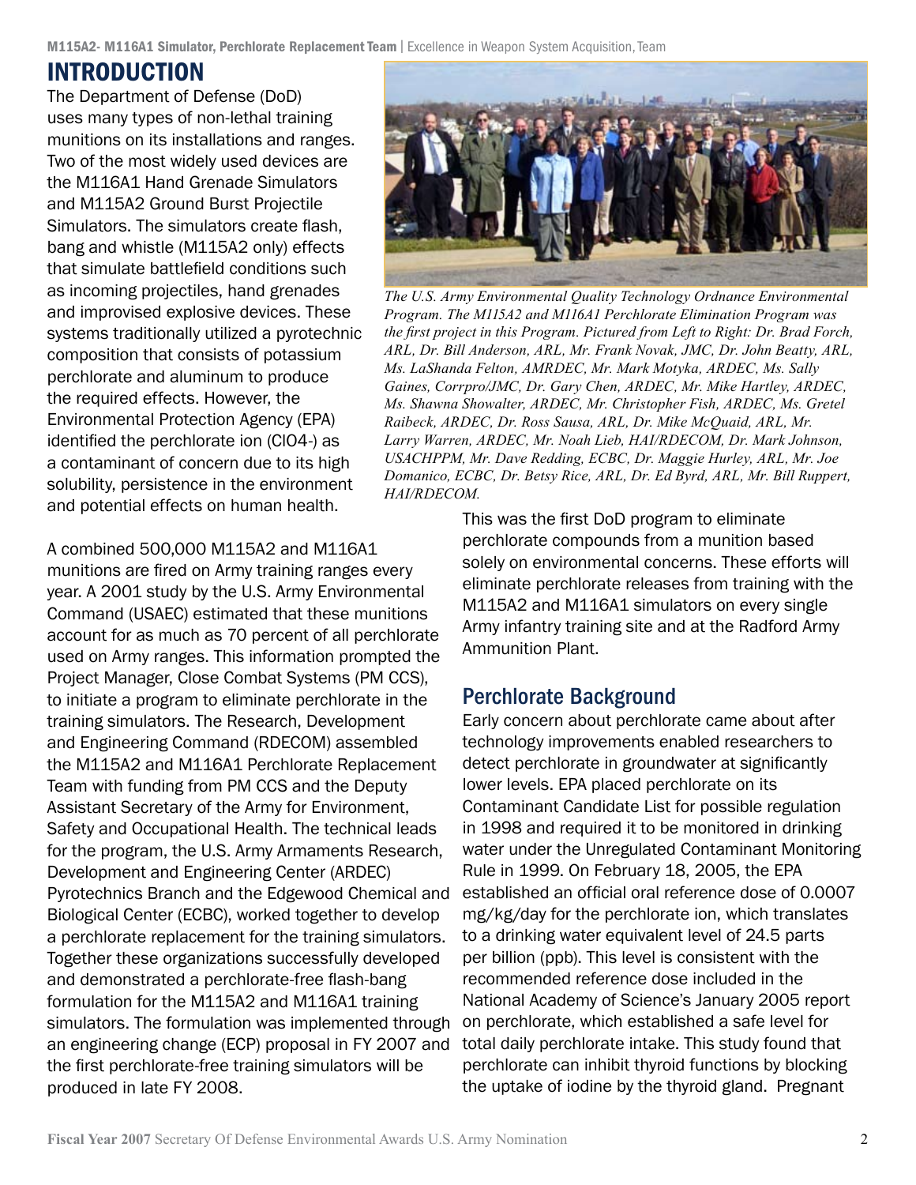# INTRODUCTION

The Department of Defense (DoD) uses many types of non-lethal training munitions on its installations and ranges. Two of the most widely used devices are the M116A1 Hand Grenade Simulators and M115A2 Ground Burst Projectile Simulators. The simulators create flash, bang and whistle (M115A2 only) effects that simulate battlefield conditions such as incoming projectiles, hand grenades and improvised explosive devices. These systems traditionally utilized a pyrotechnic composition that consists of potassium perchlorate and aluminum to produce the required effects. However, the Environmental Protection Agency (EPA) identified the perchlorate ion ($ClO_4^-$) as a contaminant of concern due to its high solubility, persistence in the environment and potential effects on human health.

*The U.S. Army Environmental Quality Technology Ordnance Environmental Program. The M115A2 and M116A1 Perchlorate Elimination Program was the first project in this Program. Pictured from Left to Right: Dr. Brad Forch, ARL, Dr. Bill Anderson, ARL, Mr. Frank Novak, JMC, Dr. John Beatty, ARL, Ms. LaShanda Felton, AMRDEC, Mr. Mark Motyka, ARDEC, Ms. Sally Gaines, Corrpro/JMC, Dr. Gary Chen, ARDEC, Mr. Mike Hartley, ARDEC, Ms. Shawna Showalter, ARDEC, Mr. Christopher Fish, ARDEC, Ms. Gretel Raibeck, ARDEC, Dr. Ross Sausa, ARL, Dr. Mike McQuaid, ARL, Mr. Larry Warren, ARDEC, Mr. Noah Lieb, HAI/RDECOM, Dr. Mark Johnson, USACHPPM, Mr. Dave Redding, ECBC, Dr. Maggie Hurley, ARL, Mr. Joe Domanico, ECBC, Dr. Betsy Rice, ARL, Dr. Ed Byrd, ARL, Mr. Bill Ruppert, HAI/RDECOM.*

A combined 500,000 M115A2 and M116A1 munitions are fired on Army training ranges every year. A 2001 study by the U.S. Army Environmental Command (USAEC) estimated that these munitions account for as much as 70 percent of all perchlorate used on Army ranges. This information prompted the Project Manager, Close Combat Systems (PM CCS), to initiate a program to eliminate perchlorate in the training simulators. The Research, Development and Engineering Command (RDECOM) assembled the M115A2 and M116A1 Perchlorate Replacement Team with funding from PM CCS and the Deputy Assistant Secretary of the Army for Environment, Safety and Occupational Health. The technical leads for the program, the U.S. Army Armaments Research, Development and Engineering Center (ARDEC) Pyrotechnics Branch and the Edgewood Chemical and Biological Center (ECBC), worked together to develop a perchlorate replacement for the training simulators. Together these organizations successfully developed and demonstrated a perchlorate-free flash-bang formulation for the M115A2 and M116A1 training simulators. The formulation was implemented through an engineering change (ECP) proposal in FY 2007 and the first perchlorate-free training simulators will be produced in late FY 2008.

This was the first DoD program to eliminate perchlorate compounds from a munition based solely on environmental concerns. These efforts will eliminate perchlorate releases from training with the M115A2 and M116A1 simulators on every single Army infantry training site and at the Radford Army Ammunition Plant.

## Perchlorate Background

Early concern about perchlorate came about after technology improvements enabled researchers to detect perchlorate in groundwater at significantly lower levels. EPA placed perchlorate on its Contaminant Candidate List for possible regulation in 1998 and required it to be monitored in drinking water under the Unregulated Contaminant Monitoring Rule in 1999. On February 18, 2005, the EPA established an official oral reference dose of 0.0007 mg/kg/day for the perchlorate ion, which translates to a drinking water equivalent level of 24.5 parts per billion (ppb). This level is consistent with the recommended reference dose included in the National Academy of Science's January 2005 report on perchlorate, which established a safe level for total daily perchlorate intake. This study found that perchlorate can inhibit thyroid functions by blocking the uptake of iodine by the thyroid gland. Pregnant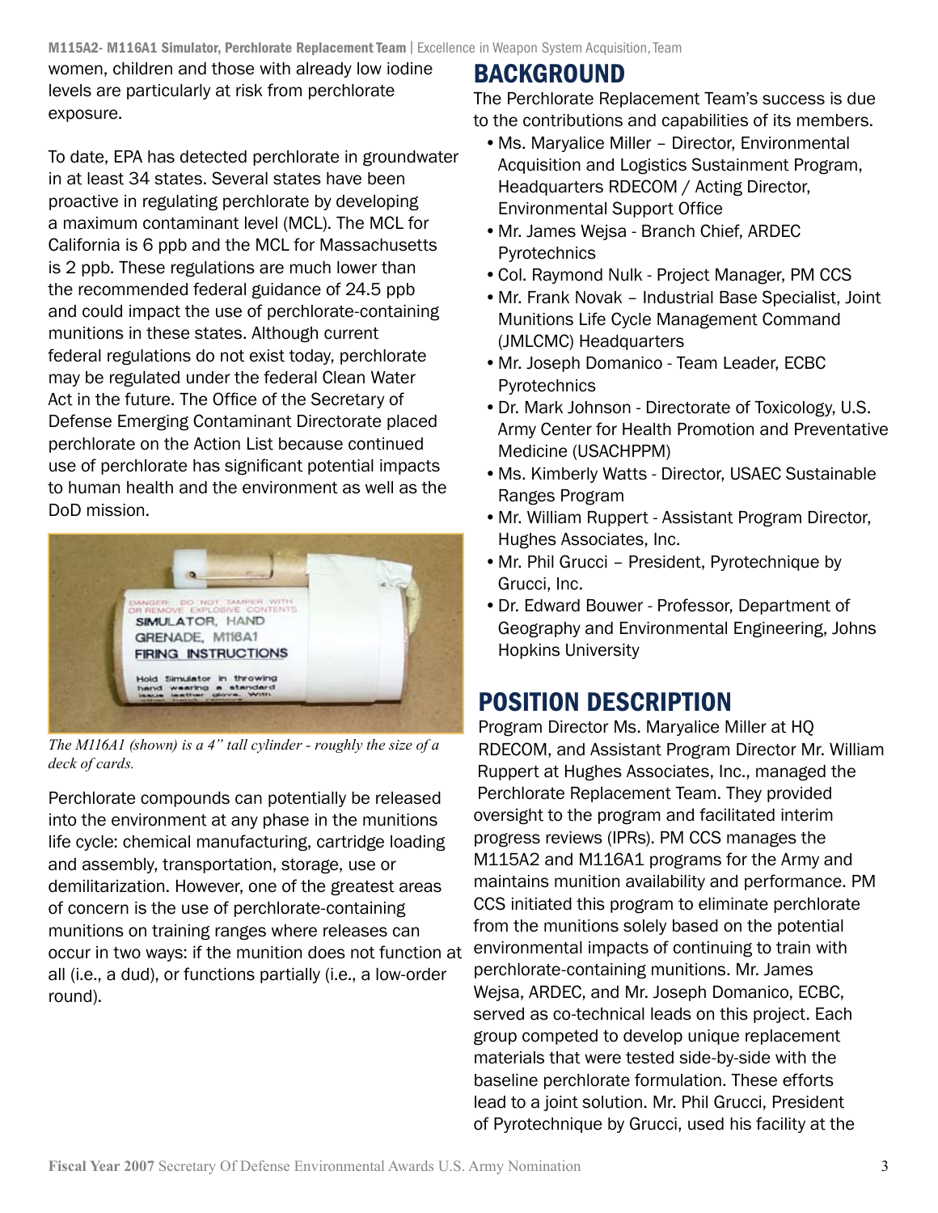women, children and those with already low iodine levels are particularly at risk from perchlorate exposure.

To date, EPA has detected perchlorate in groundwater in at least 34 states. Several states have been proactive in regulating perchlorate by developing a maximum contaminant level (MCL). The MCL for California is 6 ppb and the MCL for Massachusetts is 2 ppb. These regulations are much lower than the recommended federal guidance of 24.5 ppb and could impact the use of perchlorate-containing munitions in these states. Although current federal regulations do not exist today, perchlorate may be regulated under the federal Clean Water Act in the future. The Office of the Secretary of Defense Emerging Contaminant Directorate placed perchlorate on the Action List because continued use of perchlorate has significant potential impacts to human health and the environment as well as the DoD mission.

*The M116A1 (shown) is a 4" tall cylinder - roughly the size of a deck of cards.*

Perchlorate compounds can potentially be released into the environment at any phase in the munitions life cycle: chemical manufacturing, cartridge loading and assembly, transportation, storage, use or demilitarization. However, one of the greatest areas of concern is the use of perchlorate-containing munitions on training ranges where releases can occur in two ways: if the munition does not function at all (i.e., a dud), or functions partially (i.e., a low-order round).

## BACKGROUND

The Perchlorate Replacement Team's success is due to the contributions and capabilities of its members.

- Ms. Maryalice Miller – Director, Environmental Acquisition and Logistics Sustainment Program, Headquarters RDECOM / Acting Director, Environmental Support Office
- Mr. James Wejsa - Branch Chief, ARDEC Pyrotechnics
- Col. Raymond Nulk - Project Manager, PM CCS
- Mr. Frank Novak – Industrial Base Specialist, Joint Munitions Life Cycle Management Command (JMLCMC) Headquarters
- Mr. Joseph Domanico - Team Leader, ECBC Pyrotechnics
- Dr. Mark Johnson - Directorate of Toxicology, U.S. Army Center for Health Promotion and Preventative Medicine (USACHPPM)
- Ms. Kimberly Watts - Director, USAEC Sustainable Ranges Program
- Mr. William Ruppert - Assistant Program Director, Hughes Associates, Inc.
- Mr. Phil Grucci – President, Pyrotechnique by Grucci, Inc.
- Dr. Edward Bouwer - Professor, Department of Geography and Environmental Engineering, Johns Hopkins University

## POSITION DESCRIPTION

Program Director Ms. Maryalice Miller at HQ RDECOM, and Assistant Program Director Mr. William Ruppert at Hughes Associates, Inc., managed the Perchlorate Replacement Team. They provided oversight to the program and facilitated interim progress reviews (IPRs). PM CCS manages the M115A2 and M116A1 programs for the Army and maintains munition availability and performance. PM CCS initiated this program to eliminate perchlorate from the munitions solely based on the potential environmental impacts of continuing to train with perchlorate-containing munitions. Mr. James Wejsa, ARDEC, and Mr. Joseph Domanico, ECBC, served as co-technical leads on this project. Each group competed to develop unique replacement materials that were tested side-by-side with the baseline perchlorate formulation. These efforts lead to a joint solution. Mr. Phil Grucci, President of Pyrotechnique by Grucci, used his facility at the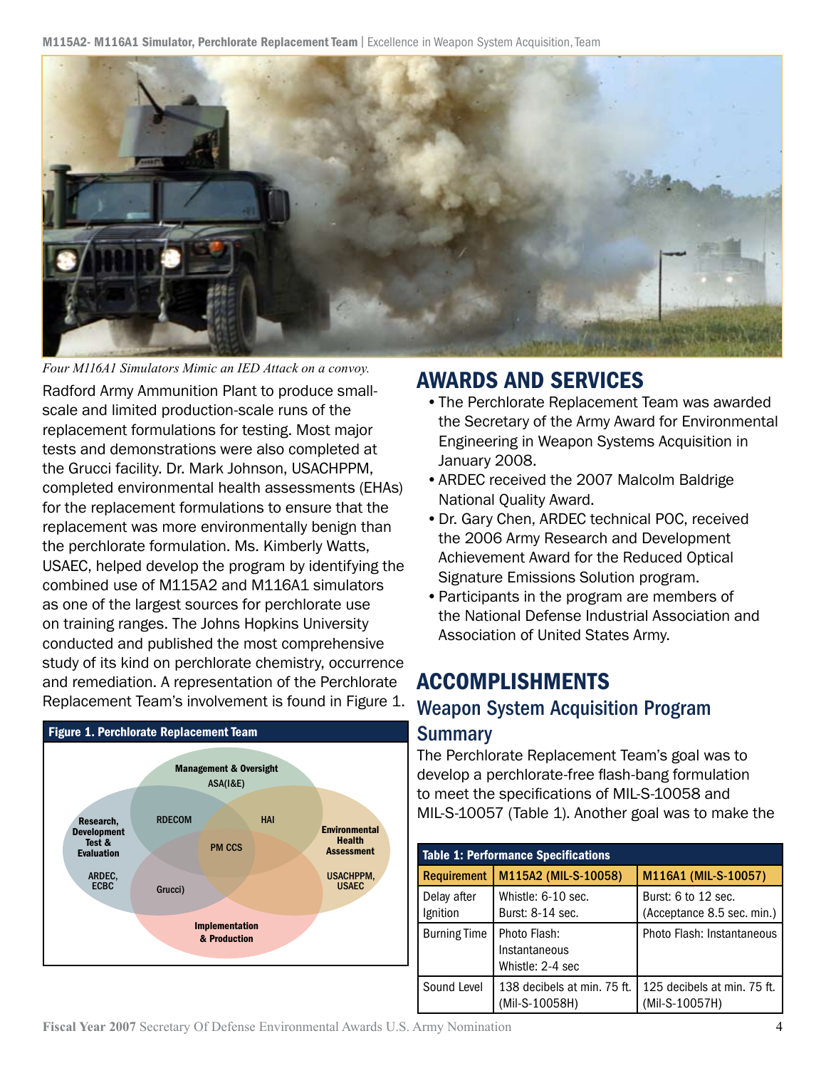*Four M116A1 Simulators Mimic an IED Attack on a convoy.*

Radford Army Ammunition Plant to produce small-scale and limited production-scale runs of the replacement formulations for testing. Most major tests and demonstrations were also completed at the Grucci facility. Dr. Mark Johnson, USACHPPM, completed environmental health assessments (EHAs) for the replacement formulations to ensure that the replacement was more environmentally benign than the perchlorate formulation. Ms. Kimberly Watts, USAEC, helped develop the program by identifying the combined use of M115A2 and M116A1 simulators as one of the largest sources for perchlorate use on training ranges. The Johns Hopkins University conducted and published the most comprehensive study of its kind on perchlorate chemistry, occurrence and remediation. A representation of the Perchlorate Replacement Team's involvement is found in Figure 1.

**Figure 1. Perchlorate Replacement Team**

Management & Oversight: ASA(I&E)

Research, Development Test & Evaluation: ARDEC, ECBC

Environmental Health Assessment: USACHPPM, USAEC

Implementation & Production

RDECOM; HAI; PM CCS; Grucci)

## AWARDS AND SERVICES

- The Perchlorate Replacement Team was awarded the Secretary of the Army Award for Environmental Engineering in Weapon Systems Acquisition in January 2008.
- ARDEC received the 2007 Malcolm Baldrige National Quality Award.
- Dr. Gary Chen, ARDEC technical POC, received the 2006 Army Research and Development Achievement Award for the Reduced Optical Signature Emissions Solution program.
- Participants in the program are members of the National Defense Industrial Association and Association of United States Army.

## ACCOMPLISHMENTS

### Weapon System Acquisition Program Summary

The Perchlorate Replacement Team's goal was to develop a perchlorate-free flash-bang formulation to meet the specifications of MIL-S-10058 and MIL-S-10057 (Table 1). Another goal was to make the

**Table 1: Performance Specifications**

| Requirement | M115A2 (MIL-S-10058) | M116A1 (MIL-S-10057) |
|---|---|---|
| Delay after Ignition | Whistle: 6-10 sec. Burst: 8-14 sec. | Burst: 6 to 12 sec. (Acceptance 8.5 sec. min.) |
| Burning Time | Photo Flash: Instantaneous Whistle: 2-4 sec | Photo Flash: Instantaneous |
| Sound Level | 138 decibels at min. 75 ft. (Mil-S-10058H) | 125 decibels at min. 75 ft. (Mil-S-10057H) |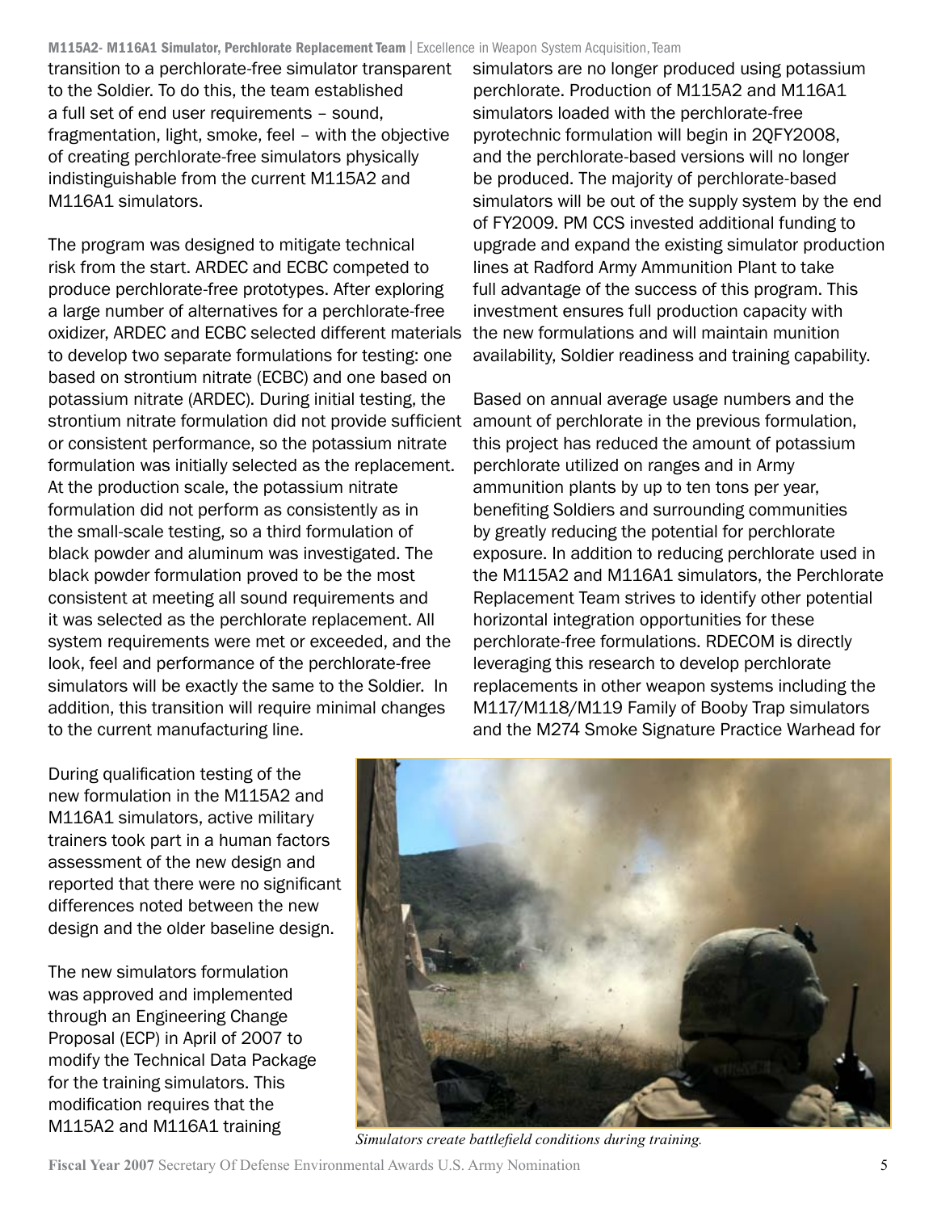transition to a perchlorate-free simulator transparent to the Soldier. To do this, the team established a full set of end user requirements – sound, fragmentation, light, smoke, feel – with the objective of creating perchlorate-free simulators physically indistinguishable from the current M115A2 and M116A1 simulators.

The program was designed to mitigate technical risk from the start. ARDEC and ECBC competed to produce perchlorate-free prototypes. After exploring a large number of alternatives for a perchlorate-free oxidizer, ARDEC and ECBC selected different materials to develop two separate formulations for testing: one based on strontium nitrate (ECBC) and one based on potassium nitrate (ARDEC). During initial testing, the strontium nitrate formulation did not provide sufficient or consistent performance, so the potassium nitrate formulation was initially selected as the replacement. At the production scale, the potassium nitrate formulation did not perform as consistently as in the small-scale testing, so a third formulation of black powder and aluminum was investigated. The black powder formulation proved to be the most consistent at meeting all sound requirements and it was selected as the perchlorate replacement. All system requirements were met or exceeded, and the look, feel and performance of the perchlorate-free simulators will be exactly the same to the Soldier. In addition, this transition will require minimal changes to the current manufacturing line.

During qualification testing of the new formulation in the M115A2 and M116A1 simulators, active military trainers took part in a human factors assessment of the new design and reported that there were no significant differences noted between the new design and the older baseline design.

The new simulators formulation was approved and implemented through an Engineering Change Proposal (ECP) in April of 2007 to modify the Technical Data Package for the training simulators. This modification requires that the M115A2 and M116A1 training simulators are no longer produced using potassium perchlorate. Production of M115A2 and M116A1 simulators loaded with the perchlorate-free pyrotechnic formulation will begin in 2QFY2008, and the perchlorate-based versions will no longer be produced. The majority of perchlorate-based simulators will be out of the supply system by the end of FY2009. PM CCS invested additional funding to upgrade and expand the existing simulator production lines at Radford Army Ammunition Plant to take full advantage of the success of this program. This investment ensures full production capacity with the new formulations and will maintain munition availability, Soldier readiness and training capability.

Based on annual average usage numbers and the amount of perchlorate in the previous formulation, this project has reduced the amount of potassium perchlorate utilized on ranges and in Army ammunition plants by up to ten tons per year, benefiting Soldiers and surrounding communities by greatly reducing the potential for perchlorate exposure. In addition to reducing perchlorate used in the M115A2 and M116A1 simulators, the Perchlorate Replacement Team strives to identify other potential horizontal integration opportunities for these perchlorate-free formulations. RDECOM is directly leveraging this research to develop perchlorate replacements in other weapon systems including the M117/M118/M119 Family of Booby Trap simulators and the M274 Smoke Signature Practice Warhead for

*Simulators create battlefield conditions during training.*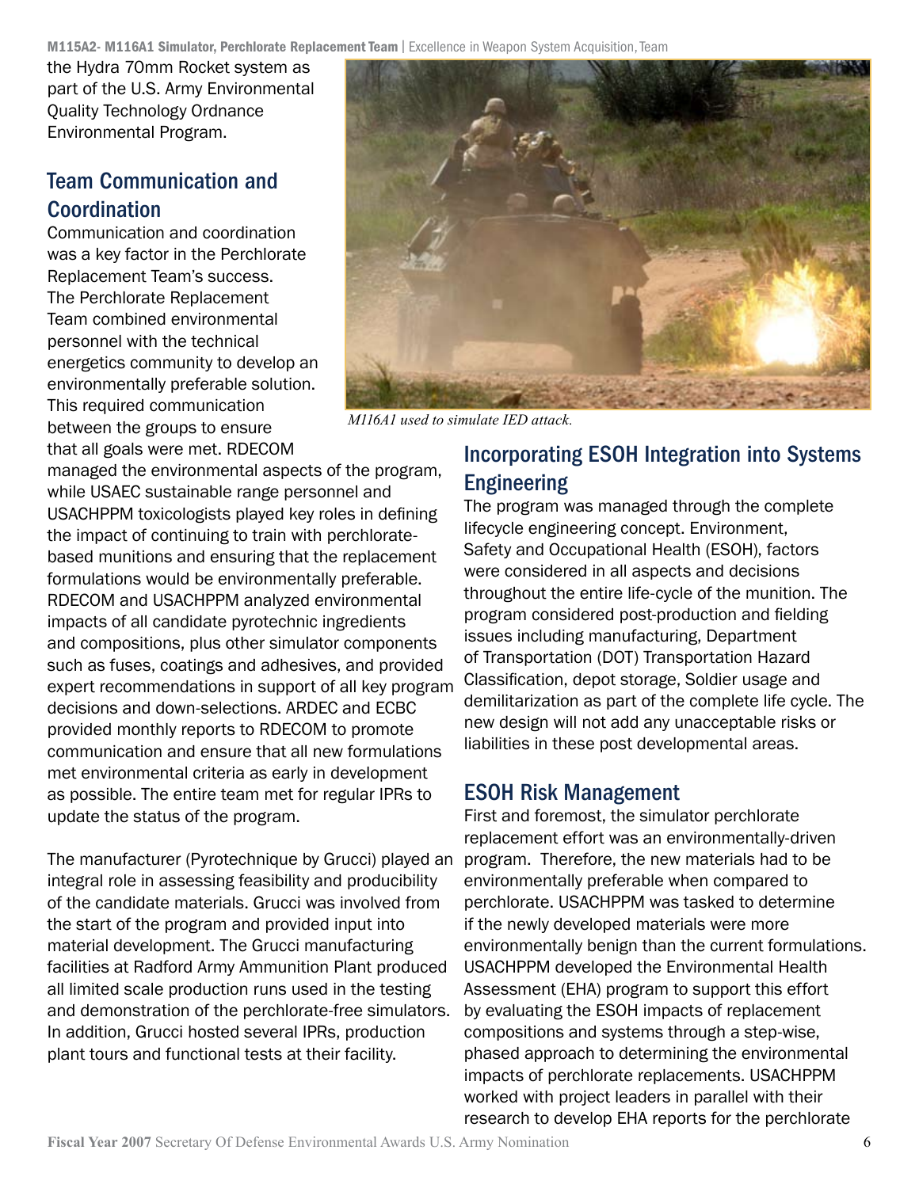the Hydra 70mm Rocket system as part of the U.S. Army Environmental Quality Technology Ordnance Environmental Program.

## Team Communication and Coordination

Communication and coordination was a key factor in the Perchlorate Replacement Team's success. The Perchlorate Replacement Team combined environmental personnel with the technical energetics community to develop an environmentally preferable solution. This required communication between the groups to ensure that all goals were met. RDECOM managed the environmental aspects of the program, while USAEC sustainable range personnel and USACHPPM toxicologists played key roles in defining the impact of continuing to train with perchlorate-based munitions and ensuring that the replacement formulations would be environmentally preferable. RDECOM and USACHPPM analyzed environmental impacts of all candidate pyrotechnic ingredients and compositions, plus other simulator components such as fuses, coatings and adhesives, and provided expert recommendations in support of all key program decisions and down-selections. ARDEC and ECBC provided monthly reports to RDECOM to promote communication and ensure that all new formulations met environmental criteria as early in development as possible. The entire team met for regular IPRs to update the status of the program.

The manufacturer (Pyrotechnique by Grucci) played an integral role in assessing feasibility and producibility of the candidate materials. Grucci was involved from the start of the program and provided input into material development. The Grucci manufacturing facilities at Radford Army Ammunition Plant produced all limited scale production runs used in the testing and demonstration of the perchlorate-free simulators. In addition, Grucci hosted several IPRs, production plant tours and functional tests at their facility.

*M116A1 used to simulate IED attack.*

## Incorporating ESOH Integration into Systems Engineering

The program was managed through the complete lifecycle engineering concept. Environment, Safety and Occupational Health (ESOH), factors were considered in all aspects and decisions throughout the entire life-cycle of the munition. The program considered post-production and fielding issues including manufacturing, Department of Transportation (DOT) Transportation Hazard Classification, depot storage, Soldier usage and demilitarization as part of the complete life cycle. The new design will not add any unacceptable risks or liabilities in these post developmental areas.

## ESOH Risk Management

First and foremost, the simulator perchlorate replacement effort was an environmentally-driven program. Therefore, the new materials had to be environmentally preferable when compared to perchlorate. USACHPPM was tasked to determine if the newly developed materials were more environmentally benign than the current formulations. USACHPPM developed the Environmental Health Assessment (EHA) program to support this effort by evaluating the ESOH impacts of replacement compositions and systems through a step-wise, phased approach to determining the environmental impacts of perchlorate replacements. USACHPPM worked with project leaders in parallel with their research to develop EHA reports for the perchlorate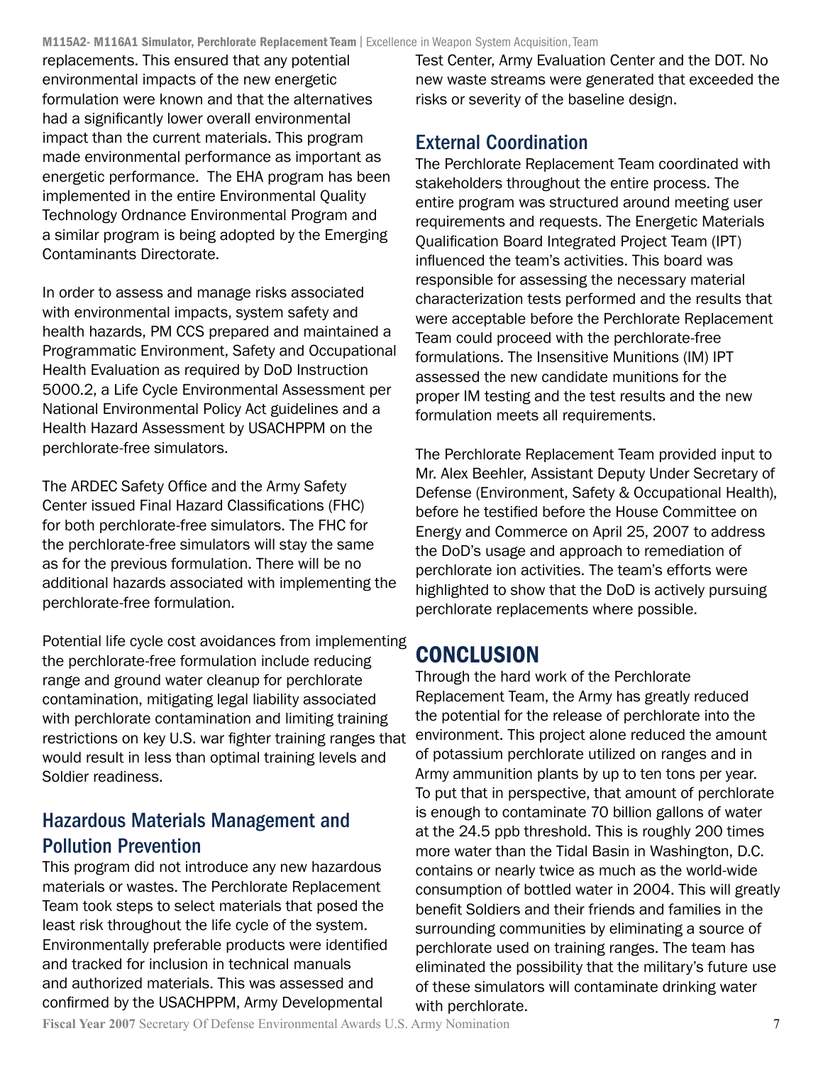replacements. This ensured that any potential environmental impacts of the new energetic formulation were known and that the alternatives had a significantly lower overall environmental impact than the current materials. This program made environmental performance as important as energetic performance. The EHA program has been implemented in the entire Environmental Quality Technology Ordnance Environmental Program and a similar program is being adopted by the Emerging Contaminants Directorate.

In order to assess and manage risks associated with environmental impacts, system safety and health hazards, PM CCS prepared and maintained a Programmatic Environment, Safety and Occupational Health Evaluation as required by DoD Instruction 5000.2, a Life Cycle Environmental Assessment per National Environmental Policy Act guidelines and a Health Hazard Assessment by USACHPPM on the perchlorate-free simulators.

The ARDEC Safety Office and the Army Safety Center issued Final Hazard Classifications (FHC) for both perchlorate-free simulators. The FHC for the perchlorate-free simulators will stay the same as for the previous formulation. There will be no additional hazards associated with implementing the perchlorate-free formulation.

Potential life cycle cost avoidances from implementing the perchlorate-free formulation include reducing range and ground water cleanup for perchlorate contamination, mitigating legal liability associated with perchlorate contamination and limiting training restrictions on key U.S. war fighter training ranges that would result in less than optimal training levels and Soldier readiness.

## Hazardous Materials Management and Pollution Prevention

This program did not introduce any new hazardous materials or wastes. The Perchlorate Replacement Team took steps to select materials that posed the least risk throughout the life cycle of the system. Environmentally preferable products were identified and tracked for inclusion in technical manuals and authorized materials. This was assessed and confirmed by the USACHPPM, Army Developmental Test Center, Army Evaluation Center and the DOT. No new waste streams were generated that exceeded the risks or severity of the baseline design.

## External Coordination

The Perchlorate Replacement Team coordinated with stakeholders throughout the entire process. The entire program was structured around meeting user requirements and requests. The Energetic Materials Qualification Board Integrated Project Team (IPT) influenced the team's activities. This board was responsible for assessing the necessary material characterization tests performed and the results that were acceptable before the Perchlorate Replacement Team could proceed with the perchlorate-free formulations. The Insensitive Munitions (IM) IPT assessed the new candidate munitions for the proper IM testing and the test results and the new formulation meets all requirements.

The Perchlorate Replacement Team provided input to Mr. Alex Beehler, Assistant Deputy Under Secretary of Defense (Environment, Safety & Occupational Health), before he testified before the House Committee on Energy and Commerce on April 25, 2007 to address the DoD's usage and approach to remediation of perchlorate ion activities. The team's efforts were highlighted to show that the DoD is actively pursuing perchlorate replacements where possible.

# CONCLUSION

Through the hard work of the Perchlorate Replacement Team, the Army has greatly reduced the potential for the release of perchlorate into the environment. This project alone reduced the amount of potassium perchlorate utilized on ranges and in Army ammunition plants by up to ten tons per year. To put that in perspective, that amount of perchlorate is enough to contaminate 70 billion gallons of water at the 24.5 ppb threshold. This is roughly 200 times more water than the Tidal Basin in Washington, D.C. contains or nearly twice as much as the world-wide consumption of bottled water in 2004. This will greatly benefit Soldiers and their friends and families in the surrounding communities by eliminating a source of perchlorate used on training ranges. The team has eliminated the possibility that the military's future use of these simulators will contaminate drinking water with perchlorate.